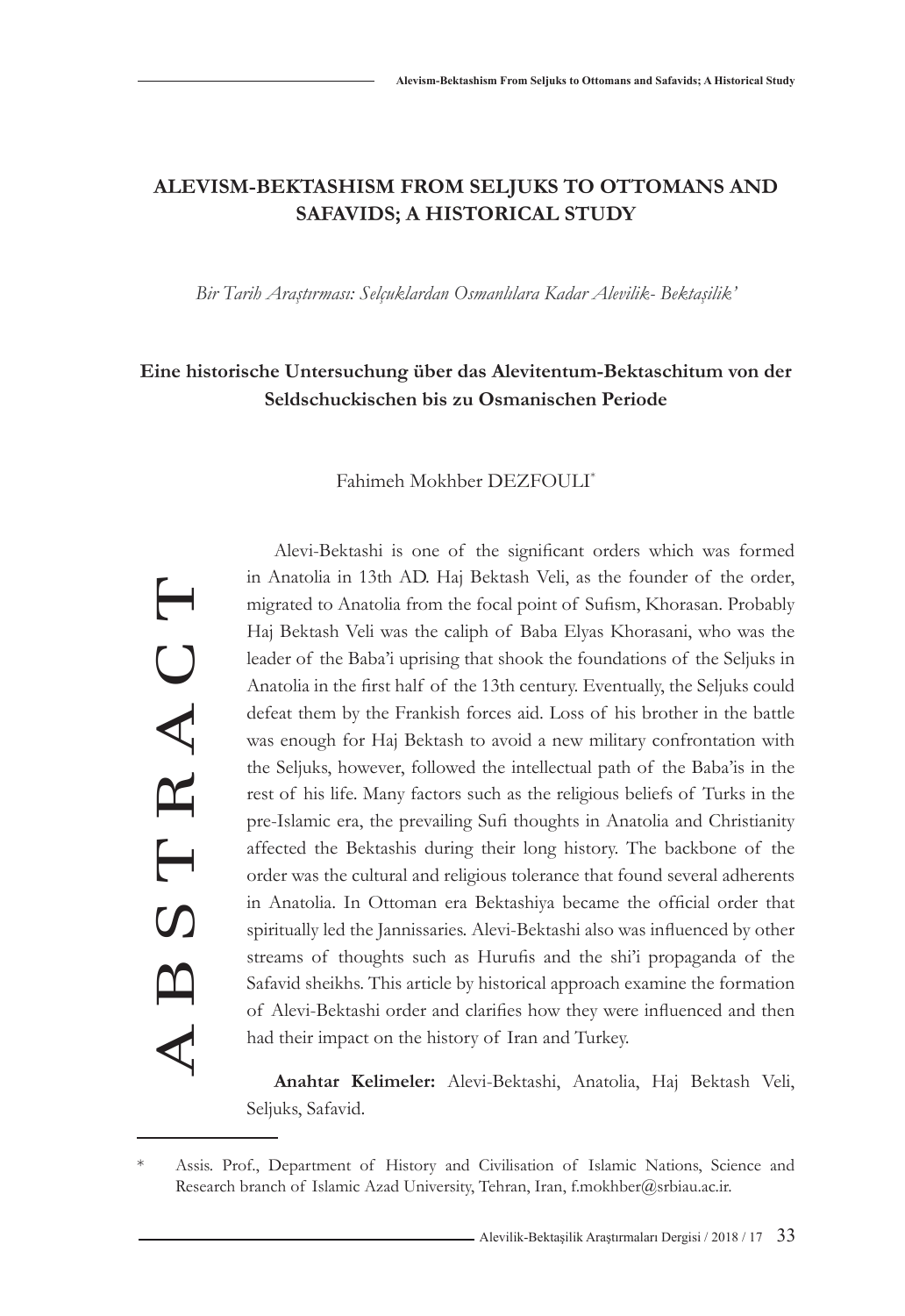# ALEVISM-BEKTASHISM FROM SELJUKS TO OTTOMANS AND SAFAVIDS; A HISTORICAL STUDY

*Bir Tarih Araştırması: Selçuklardan Osmanlılara Kadar Alevilik- Bektaşilik'*

**Eine historische Untersuchung über das Alevitentum-Bektaschitum von der Seldschuckischen bis zu Osmanischen Periode**

Fahimeh Mokhber DEZFOULI*

## ABSTRACT

Alevi-Bektashi is one of the significant orders which was formed in Anatolia in 13th AD. Haj Bektash Veli, as the founder of the order, migrated to Anatolia from the focal point of Sufism, Khorasan. Probably Haj Bektash Veli was the caliph of Baba Elyas Khorasani, who was the leader of the Baba'i uprising that shook the foundations of the Seljuks in Anatolia in the first half of the 13th century. Eventually, the Seljuks could defeat them by the Frankish forces aid. Loss of his brother in the battle was enough for Haj Bektash to avoid a new military confrontation with the Seljuks, however, followed the intellectual path of the Baba'is in the rest of his life. Many factors such as the religious beliefs of Turks in the pre-Islamic era, the prevailing Sufi thoughts in Anatolia and Christianity affected the Bektashis during their long history. The backbone of the order was the cultural and religious tolerance that found several adherents in Anatolia. In Ottoman era Bektashiya became the official order that spiritually led the Jannissaries. Alevi-Bektashi also was influenced by other streams of thoughts such as Hurufis and the shi'i propaganda of the Safavid sheikhs. This article by historical approach examine the formation of Alevi-Bektashi order and clarifies how they were influenced and then had their impact on the history of Iran and Turkey.

**Anahtar Kelimeler:** Alevi-Bektashi, Anatolia, Haj Bektash Veli, Seljuks, Safavid.

---

\* Assis. Prof., Department of History and Civilisation of Islamic Nations, Science and Research branch of Islamic Azad University, Tehran, Iran, f.mokhber@srbiau.ac.ir.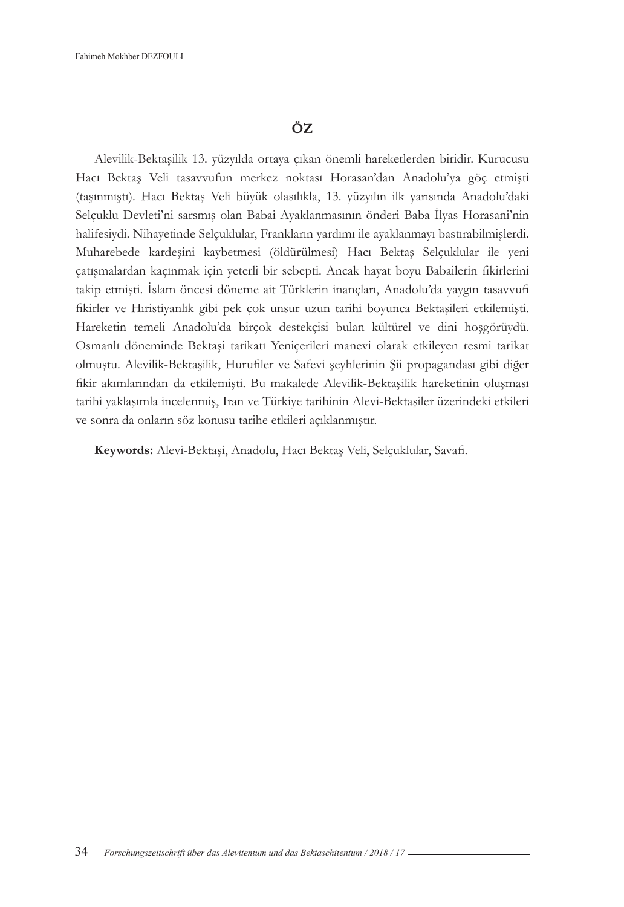## ÖZ

Alevilik-Bektaşilik 13. yüzyılda ortaya çıkan önemli hareketlerden biridir. Kurucusu Hacı Bektaş Veli tasavvufun merkez noktası Horasan'dan Anadolu'ya göç etmişti (taşınmıştı). Hacı Bektaş Veli büyük olasılıkla, 13. yüzyılın ilk yarısında Anadolu'daki Selçuklu Devleti'ni sarsmış olan Babai Ayaklanmasının önderi Baba İlyas Horasani'nin halifesiydi. Nihayetinde Selçuklular, Frankların yardımı ile ayaklanmayı bastırabilmişlerdi. Muharebede kardeşini kaybetmesi (öldürülmesi) Hacı Bektaş Selçuklular ile yeni çatışmalardan kaçınmak için yeterli bir sebepti. Ancak hayat boyu Babailerin fikirlerini takip etmişti. İslam öncesi döneme ait Türklerin inançları, Anadolu'da yaygın tasavvufi fikirler ve Hıristiyanlık gibi pek çok unsur uzun tarihi boyunca Bektaşileri etkilemişti. Hareketin temeli Anadolu'da birçok destekçisi bulan kültürel ve dini hoşgörüydü. Osmanlı döneminde Bektaşi tarikatı Yeniçerileri manevi olarak etkileyen resmi tarikat olmuştu. Alevilik-Bektaşilik, Hurufiler ve Safevi şeyhlerinin Şii propagandası gibi diğer fikir akımlarından da etkilemişti. Bu makalede Alevilik-Bektaşilik hareketinin oluşması tarihi yaklaşımla incelenmiş, Iran ve Türkiye tarihinin Alevi-Bektaşiler üzerindeki etkileri ve sonra da onların söz konusu tarihe etkileri açıklanmıştır.

**Keywords:** Alevi-Bektaşi, Anadolu, Hacı Bektaş Veli, Selçuklular, Savafi.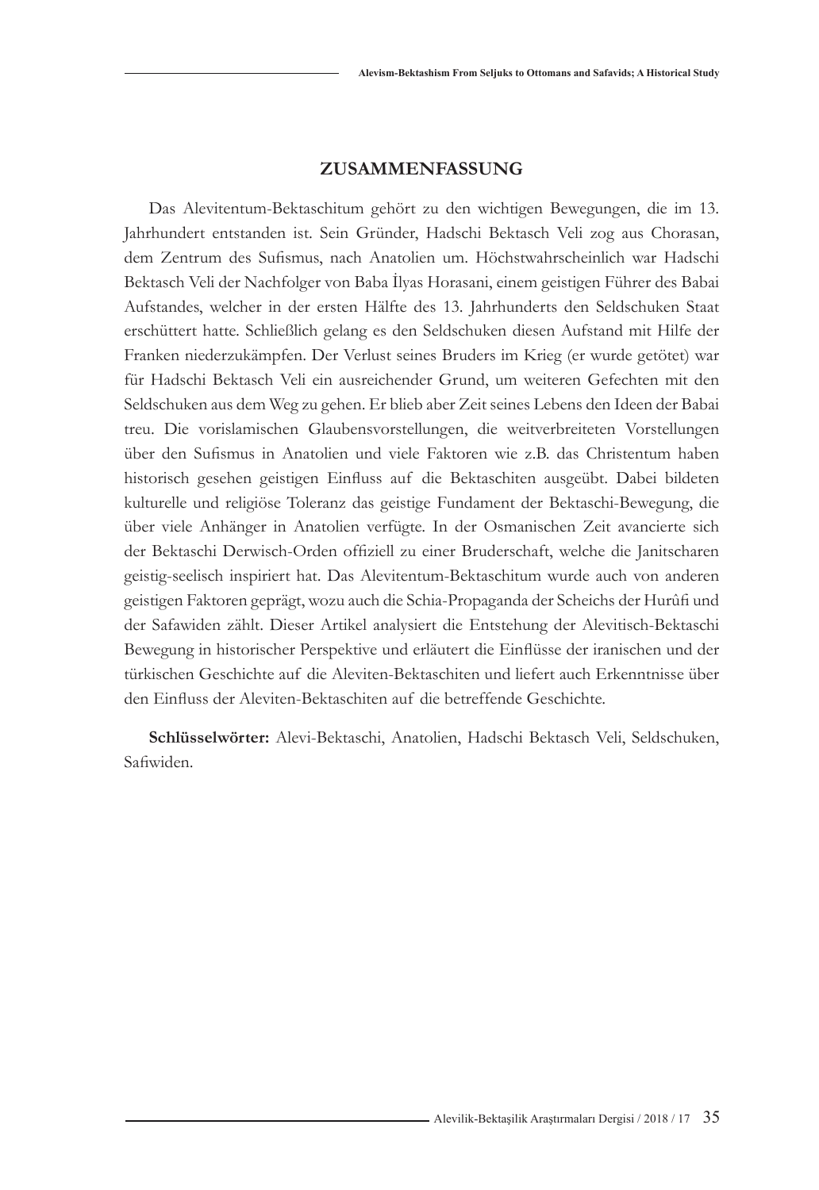## ZUSAMMENFASSUNG

Das Alevitentum-Bektaschitum gehört zu den wichtigen Bewegungen, die im 13. Jahrhundert entstanden ist. Sein Gründer, Hadschi Bektasch Veli zog aus Chorasan, dem Zentrum des Sufismus, nach Anatolien um. Höchstwahrscheinlich war Hadschi Bektasch Veli der Nachfolger von Baba İlyas Horasani, einem geistigen Führer des Babai Aufstandes, welcher in der ersten Hälfte des 13. Jahrhunderts den Seldschuken Staat erschüttert hatte. Schließlich gelang es den Seldschuken diesen Aufstand mit Hilfe der Franken niederzukämpfen. Der Verlust seines Bruders im Krieg (er wurde getötet) war für Hadschi Bektasch Veli ein ausreichender Grund, um weiteren Gefechten mit den Seldschuken aus dem Weg zu gehen. Er blieb aber Zeit seines Lebens den Ideen der Babai treu. Die vorislamischen Glaubensvorstellungen, die weitverbreiteten Vorstellungen über den Sufismus in Anatolien und viele Faktoren wie z.B. das Christentum haben historisch gesehen geistigen Einfluss auf die Bektaschiten ausgeübt. Dabei bildeten kulturelle und religiöse Toleranz das geistige Fundament der Bektaschi-Bewegung, die über viele Anhänger in Anatolien verfügte. In der Osmanischen Zeit avancierte sich der Bektaschi Derwisch-Orden offiziell zu einer Bruderschaft, welche die Janitscharen geistig-seelisch inspiriert hat. Das Alevitentum-Bektaschitum wurde auch von anderen geistigen Faktoren geprägt, wozu auch die Schia-Propaganda der Scheichs der Hurûfi und der Safawiden zählt. Dieser Artikel analysiert die Entstehung der Alevitisch-Bektaschi Bewegung in historischer Perspektive und erläutert die Einflüsse der iranischen und der türkischen Geschichte auf die Aleviten-Bektaschiten und liefert auch Erkenntnisse über den Einfluss der Aleviten-Bektaschiten auf die betreffende Geschichte.

**Schlüsselwörter:** Alevi-Bektaschi, Anatolien, Hadschi Bektasch Veli, Seldschuken, Safiwiden.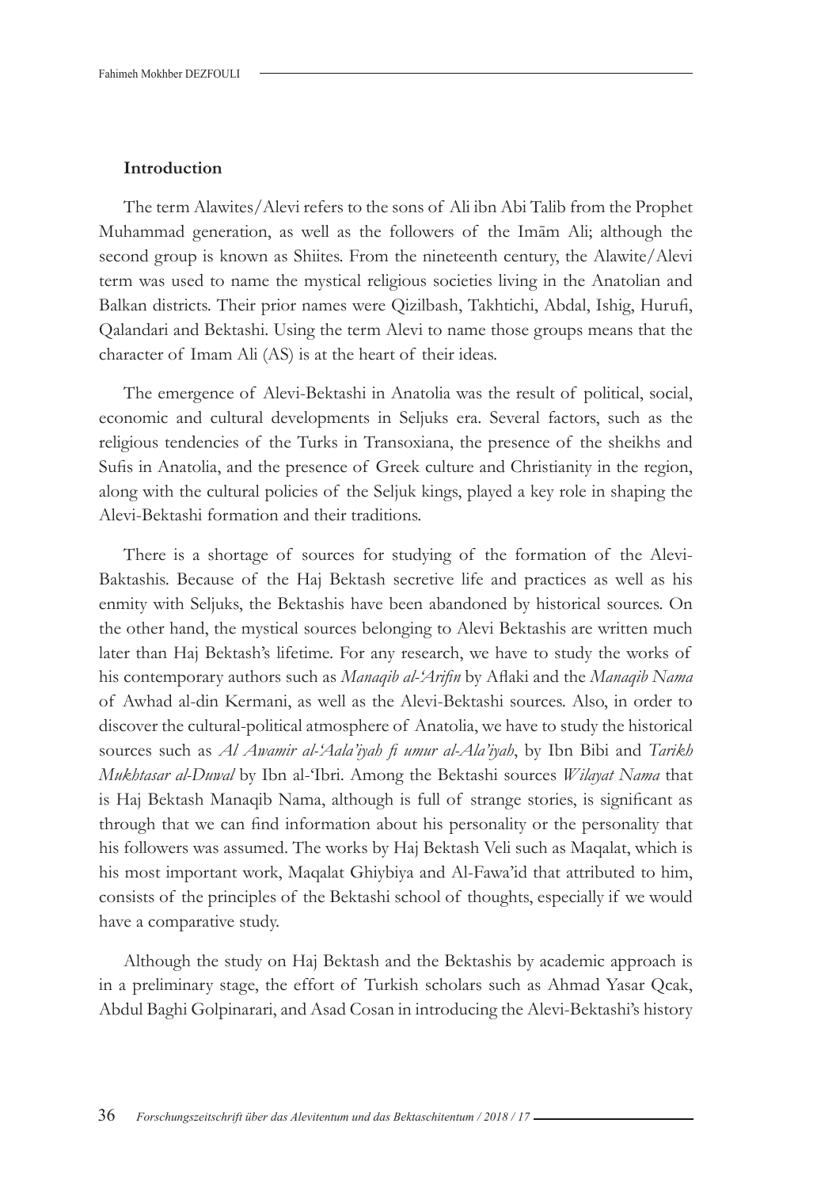**Introduction**

The term Alawites/Alevi refers to the sons of Ali ibn Abi Talib from the Prophet Muhammad generation, as well as the followers of the Imām Ali; although the second group is known as Shiites. From the nineteenth century, the Alawite/Alevi term was used to name the mystical religious societies living in the Anatolian and Balkan districts. Their prior names were Qizilbash, Takhtichi, Abdal, Ishig, Hurufi, Qalandari and Bektashi. Using the term Alevi to name those groups means that the character of Imam Ali (AS) is at the heart of their ideas.

The emergence of Alevi-Bektashi in Anatolia was the result of political, social, economic and cultural developments in Seljuks era. Several factors, such as the religious tendencies of the Turks in Transoxiana, the presence of the sheikhs and Sufis in Anatolia, and the presence of Greek culture and Christianity in the region, along with the cultural policies of the Seljuk kings, played a key role in shaping the Alevi-Bektashi formation and their traditions.

There is a shortage of sources for studying of the formation of the Alevi-Baktashis. Because of the Haj Bektash secretive life and practices as well as his enmity with Seljuks, the Bektashis have been abandoned by historical sources. On the other hand, the mystical sources belonging to Alevi Bektashis are written much later than Haj Bektash's lifetime. For any research, we have to study the works of his contemporary authors such as *Manaqib al-'Arifin* by Aflaki and the *Manaqib Nama* of Awhad al-din Kermani, as well as the Alevi-Bektashi sources. Also, in order to discover the cultural-political atmosphere of Anatolia, we have to study the historical sources such as *Al Awamir al-'Aala'iyah fi umur al-Ala'iyah*, by Ibn Bibi and *Tarikh Mukhtasar al-Duwal* by Ibn al-'Ibri. Among the Bektashi sources *Wilayat Nama* that is Haj Bektash Manaqib Nama, although is full of strange stories, is significant as through that we can find information about his personality or the personality that his followers was assumed. The works by Haj Bektash Veli such as Maqalat, which is his most important work, Maqalat Ghiybiya and Al-Fawa'id that attributed to him, consists of the principles of the Bektashi school of thoughts, especially if we would have a comparative study.

Although the study on Haj Bektash and the Bektashis by academic approach is in a preliminary stage, the effort of Turkish scholars such as Ahmad Yasar Qcak, Abdul Baghi Golpinarari, and Asad Cosan in introducing the Alevi-Bektashi's history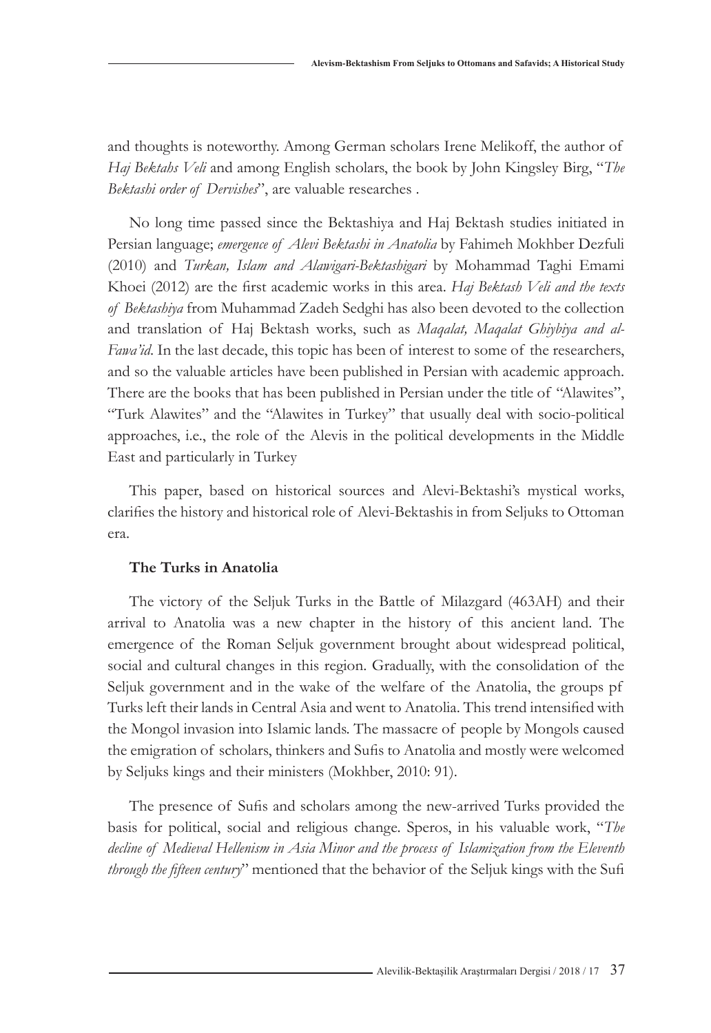and thoughts is noteworthy. Among German scholars Irene Melikoff, the author of *Haj Bektahs Veli* and among English scholars, the book by John Kingsley Birg, "*The Bektashi order of Dervishes*", are valuable researches .

No long time passed since the Bektashiya and Haj Bektash studies initiated in Persian language; *emergence of Alevi Bektashi in Anatolia* by Fahimeh Mokhber Dezfuli (2010) and *Turkan, Islam and Alawigari-Bektashigari* by Mohammad Taghi Emami Khoei (2012) are the first academic works in this area. *Haj Bektash Veli and the texts of Bektashiya* from Muhammad Zadeh Sedghi has also been devoted to the collection and translation of Haj Bektash works, such as *Maqalat, Maqalat Ghiybiya and al-Fawa'id*. In the last decade, this topic has been of interest to some of the researchers, and so the valuable articles have been published in Persian with academic approach. There are the books that has been published in Persian under the title of "Alawites", "Turk Alawites" and the "Alawites in Turkey" that usually deal with socio-political approaches, i.e., the role of the Alevis in the political developments in the Middle East and particularly in Turkey

This paper, based on historical sources and Alevi-Bektashi's mystical works, clarifies the history and historical role of Alevi-Bektashis in from Seljuks to Ottoman era.

### The Turks in Anatolia

The victory of the Seljuk Turks in the Battle of Milazgard (463AH) and their arrival to Anatolia was a new chapter in the history of this ancient land. The emergence of the Roman Seljuk government brought about widespread political, social and cultural changes in this region. Gradually, with the consolidation of the Seljuk government and in the wake of the welfare of the Anatolia, the groups pf Turks left their lands in Central Asia and went to Anatolia. This trend intensified with the Mongol invasion into Islamic lands. The massacre of people by Mongols caused the emigration of scholars, thinkers and Sufis to Anatolia and mostly were welcomed by Seljuks kings and their ministers (Mokhber, 2010: 91).

The presence of Sufis and scholars among the new-arrived Turks provided the basis for political, social and religious change. Speros, in his valuable work, "*The decline of Medieval Hellenism in Asia Minor and the process of Islamization from the Eleventh through the fifteen century*" mentioned that the behavior of the Seljuk kings with the Sufi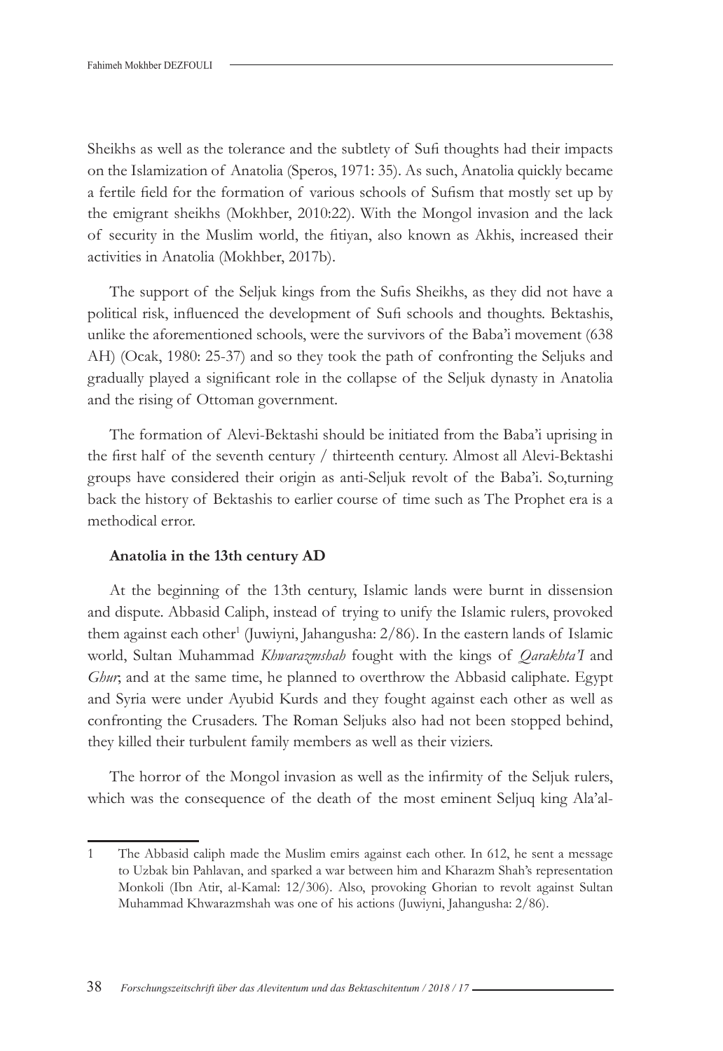Sheikhs as well as the tolerance and the subtlety of Sufi thoughts had their impacts on the Islamization of Anatolia (Speros, 1971: 35). As such, Anatolia quickly became a fertile field for the formation of various schools of Sufism that mostly set up by the emigrant sheikhs (Mokhber, 2010:22). With the Mongol invasion and the lack of security in the Muslim world, the fitiyan, also known as Akhis, increased their activities in Anatolia (Mokhber, 2017b).

The support of the Seljuk kings from the Sufis Sheikhs, as they did not have a political risk, influenced the development of Sufi schools and thoughts. Bektashis, unlike the aforementioned schools, were the survivors of the Baba'i movement (638 AH) (Ocak, 1980: 25-37) and so they took the path of confronting the Seljuks and gradually played a significant role in the collapse of the Seljuk dynasty in Anatolia and the rising of Ottoman government.

The formation of Alevi-Bektashi should be initiated from the Baba'i uprising in the first half of the seventh century / thirteenth century. Almost all Alevi-Bektashi groups have considered their origin as anti-Seljuk revolt of the Baba'i. So,turning back the history of Bektashis to earlier course of time such as The Prophet era is a methodical error.

### Anatolia in the 13th century AD

At the beginning of the 13th century, Islamic lands were burnt in dissension and dispute. Abbasid Caliph, instead of trying to unify the Islamic rulers, provoked them against each other[1] (Juwiyni, Jahangusha: 2/86). In the eastern lands of Islamic world, Sultan Muhammad *Khwarazmshah* fought with the kings of *Qarakhta'I* and *Ghur*; and at the same time, he planned to overthrow the Abbasid caliphate. Egypt and Syria were under Ayubid Kurds and they fought against each other as well as confronting the Crusaders. The Roman Seljuks also had not been stopped behind, they killed their turbulent family members as well as their viziers.

The horror of the Mongol invasion as well as the infirmity of the Seljuk rulers, which was the consequence of the death of the most eminent Seljuq king Ala'al-

---

1 The Abbasid caliph made the Muslim emirs against each other. In 612, he sent a message to Uzbak bin Pahlavan, and sparked a war between him and Kharazm Shah's representation Monkoli (Ibn Atir, al-Kamal: 12/306). Also, provoking Ghorian to revolt against Sultan Muhammad Khwarazmshah was one of his actions (Juwiyni, Jahangusha: 2/86).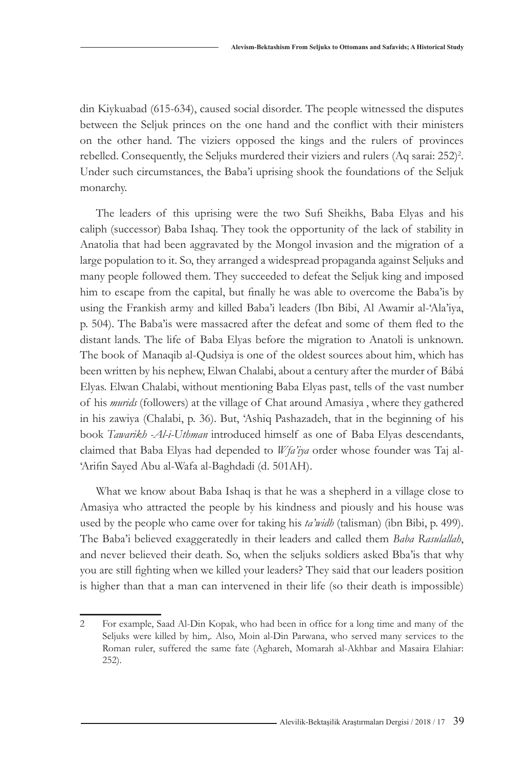din Kiykuabad (615-634), caused social disorder. The people witnessed the disputes between the Seljuk princes on the one hand and the conflict with their ministers on the other hand. The viziers opposed the kings and the rulers of provinces rebelled. Consequently, the Seljuks murdered their viziers and rulers (Aq sarai: 252)[2]. Under such circumstances, the Baba'i uprising shook the foundations of the Seljuk monarchy.

The leaders of this uprising were the two Sufi Sheikhs, Baba Elyas and his caliph (successor) Baba Ishaq. They took the opportunity of the lack of stability in Anatolia that had been aggravated by the Mongol invasion and the migration of a large population to it. So, they arranged a widespread propaganda against Seljuks and many people followed them. They succeeded to defeat the Seljuk king and imposed him to escape from the capital, but finally he was able to overcome the Baba'is by using the Frankish army and killed Baba'i leaders (Ibn Bibi, Al Awamir al-'Ala'iya, p. 504). The Baba'is were massacred after the defeat and some of them fled to the distant lands. The life of Baba Elyas before the migration to Anatoli is unknown. The book of Manaqib al-Qudsiya is one of the oldest sources about him, which has been written by his nephew, Elwan Chalabi, about a century after the murder of Bábá Elyas. Elwan Chalabi, without mentioning Baba Elyas past, tells of the vast number of his *murids* (followers) at the village of Chat around Amasiya , where they gathered in his zawiya (Chalabi, p. 36). But, 'Ashiq Pashazadeh, that in the beginning of his book *Tawarikh -Al-i-Uthman* introduced himself as one of Baba Elyas descendants, claimed that Baba Elyas had depended to *Wfa'iya* order whose founder was Taj al-'Arifin Sayed Abu al-Wafa al-Baghdadi (d. 501AH).

What we know about Baba Ishaq is that he was a shepherd in a village close to Amasiya who attracted the people by his kindness and piously and his house was used by the people who came over for taking his *ta'widh* (talisman) (ibn Bibi, p. 499). The Baba'i believed exaggeratedly in their leaders and called them *Baba Rasulallah*, and never believed their death. So, when the seljuks soldiers asked Bba'is that why you are still fighting when we killed your leaders? They said that our leaders position is higher than that a man can intervened in their life (so their death is impossible)

---

2 For example, Saad Al-Din Kopak, who had been in office for a long time and many of the Seljuks were killed by him,. Also, Moin al-Din Parwana, who served many services to the Roman ruler, suffered the same fate (Aghareh, Momarah al-Akhbar and Masaira Elahiar: 252).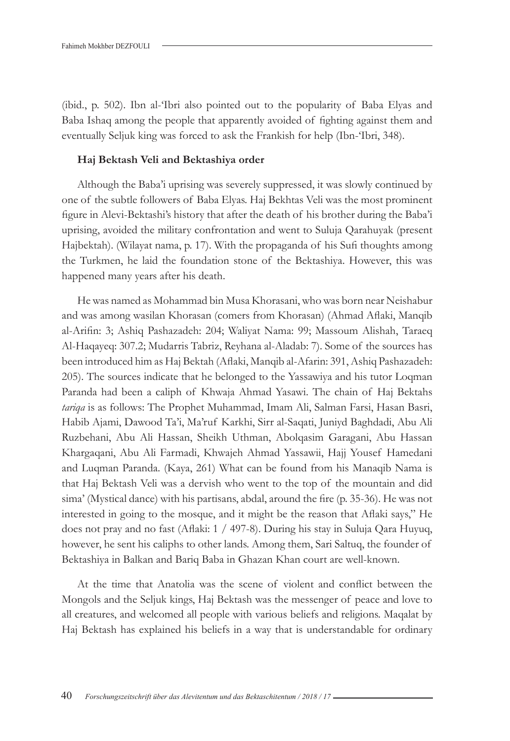(ibid., p. 502). Ibn al-'Ibri also pointed out to the popularity of Baba Elyas and Baba Ishaq among the people that apparently avoided of fighting against them and eventually Seljuk king was forced to ask the Frankish for help (Ibn-'Ibri, 348).

**Haj Bektash Veli and Bektashiya order**

Although the Baba'i uprising was severely suppressed, it was slowly continued by one of the subtle followers of Baba Elyas. Haj Bekhtas Veli was the most prominent figure in Alevi-Bektashi's history that after the death of his brother during the Baba'i uprising, avoided the military confrontation and went to Suluja Qarahuyak (present Hajbektah). (Wilayat nama, p. 17). With the propaganda of his Sufi thoughts among the Turkmen, he laid the foundation stone of the Bektashiya. However, this was happened many years after his death.

He was named as Mohammad bin Musa Khorasani, who was born near Neishabur and was among wasilan Khorasan (comers from Khorasan) (Ahmad Aflaki, Manqib al-Arifin: 3; Ashiq Pashazadeh: 204; Waliyat Nama: 99; Massoum Alishah, Taraeq Al-Haqayeq: 307.2; Mudarris Tabriz, Reyhana al-Aladab: 7). Some of the sources has been introduced him as Haj Bektah (Aflaki, Manqib al-Afarin: 391, Ashiq Pashazadeh: 205). The sources indicate that he belonged to the Yassawiya and his tutor Loqman Paranda had been a caliph of Khwaja Ahmad Yasawi. The chain of Haj Bektahs *tariqa* is as follows: The Prophet Muhammad, Imam Ali, Salman Farsi, Hasan Basri, Habib Ajami, Dawood Ta'i, Ma'ruf Karkhi, Sirr al-Saqati, Juniyd Baghdadi, Abu Ali Ruzbehani, Abu Ali Hassan, Sheikh Uthman, Abolqasim Garagani, Abu Hassan Khargaqani, Abu Ali Farmadi, Khwajeh Ahmad Yassawii, Hajj Yousef Hamedani and Luqman Paranda. (Kaya, 261) What can be found from his Manaqib Nama is that Haj Bektash Veli was a dervish who went to the top of the mountain and did sima' (Mystical dance) with his partisans, abdal, around the fire (p. 35-36). He was not interested in going to the mosque, and it might be the reason that Aflaki says," He does not pray and no fast (Aflaki: 1 / 497-8). During his stay in Suluja Qara Huyuq, however, he sent his caliphs to other lands. Among them, Sari Saltuq, the founder of Bektashiya in Balkan and Bariq Baba in Ghazan Khan court are well-known.

At the time that Anatolia was the scene of violent and conflict between the Mongols and the Seljuk kings, Haj Bektash was the messenger of peace and love to all creatures, and welcomed all people with various beliefs and religions. Maqalat by Haj Bektash has explained his beliefs in a way that is understandable for ordinary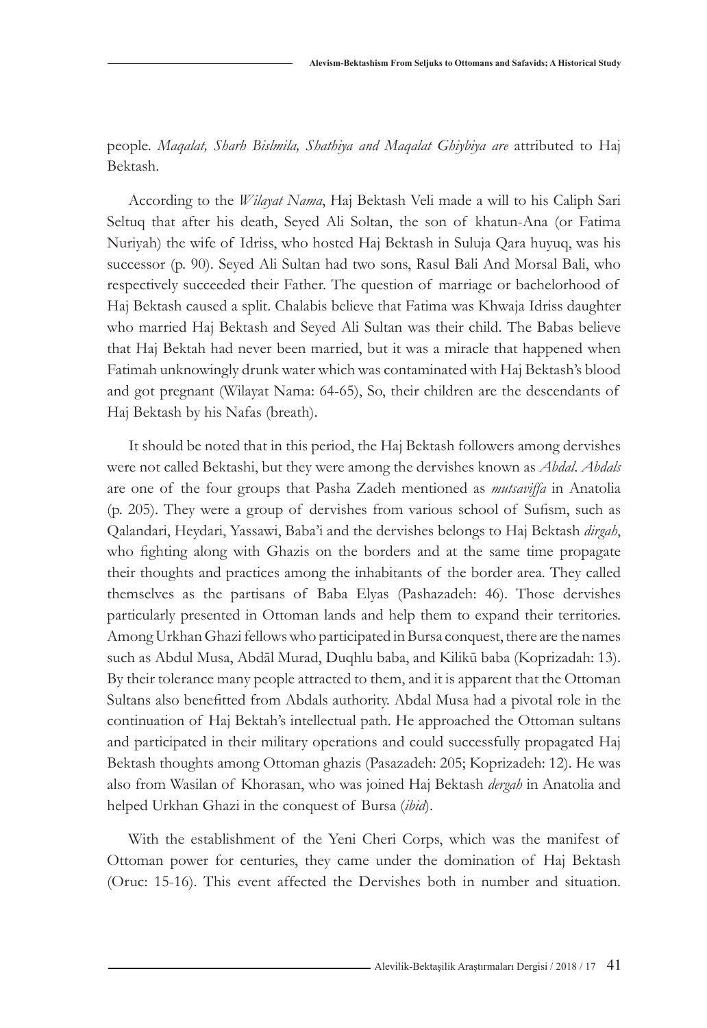people. *Maqalat, Sharh Bislmila, Shathiya and Maqalat Ghiybiya are* attributed to Haj Bektash.

According to the *Wilayat Nama*, Haj Bektash Veli made a will to his Caliph Sari Seltuq that after his death, Seyed Ali Soltan, the son of khatun-Ana (or Fatima Nuriyah) the wife of Idriss, who hosted Haj Bektash in Suluja Qara huyuq, was his successor (p. 90). Seyed Ali Sultan had two sons, Rasul Bali And Morsal Bali, who respectively succeeded their Father. The question of marriage or bachelorhood of Haj Bektash caused a split. Chalabis believe that Fatima was Khwaja Idriss daughter who married Haj Bektash and Seyed Ali Sultan was their child. The Babas believe that Haj Bektah had never been married, but it was a miracle that happened when Fatimah unknowingly drunk water which was contaminated with Haj Bektash's blood and got pregnant (Wilayat Nama: 64-65), So, their children are the descendants of Haj Bektash by his Nafas (breath).

It should be noted that in this period, the Haj Bektash followers among dervishes were not called Bektashi, but they were among the dervishes known as *Abdal*. *Abdals* are one of the four groups that Pasha Zadeh mentioned as *mutsaviffa* in Anatolia (p. 205). They were a group of dervishes from various school of Sufism, such as Qalandari, Heydari, Yassawi, Baba'i and the dervishes belongs to Haj Bektash *dirgah*, who fighting along with Ghazis on the borders and at the same time propagate their thoughts and practices among the inhabitants of the border area. They called themselves as the partisans of Baba Elyas (Pashazadeh: 46). Those dervishes particularly presented in Ottoman lands and help them to expand their territories. Among Urkhan Ghazi fellows who participated in Bursa conquest, there are the names such as Abdul Musa, Abdāl Murad, Duqhlu baba, and Kilikū baba (Koprizadah: 13). By their tolerance many people attracted to them, and it is apparent that the Ottoman Sultans also benefitted from Abdals authority. Abdal Musa had a pivotal role in the continuation of Haj Bektah's intellectual path. He approached the Ottoman sultans and participated in their military operations and could successfully propagated Haj Bektash thoughts among Ottoman ghazis (Pasazadeh: 205; Koprizadeh: 12). He was also from Wasilan of Khorasan, who was joined Haj Bektash *dergah* in Anatolia and helped Urkhan Ghazi in the conquest of Bursa (*ibid*).

With the establishment of the Yeni Cheri Corps, which was the manifest of Ottoman power for centuries, they came under the domination of Haj Bektash (Oruc: 15-16). This event affected the Dervishes both in number and situation.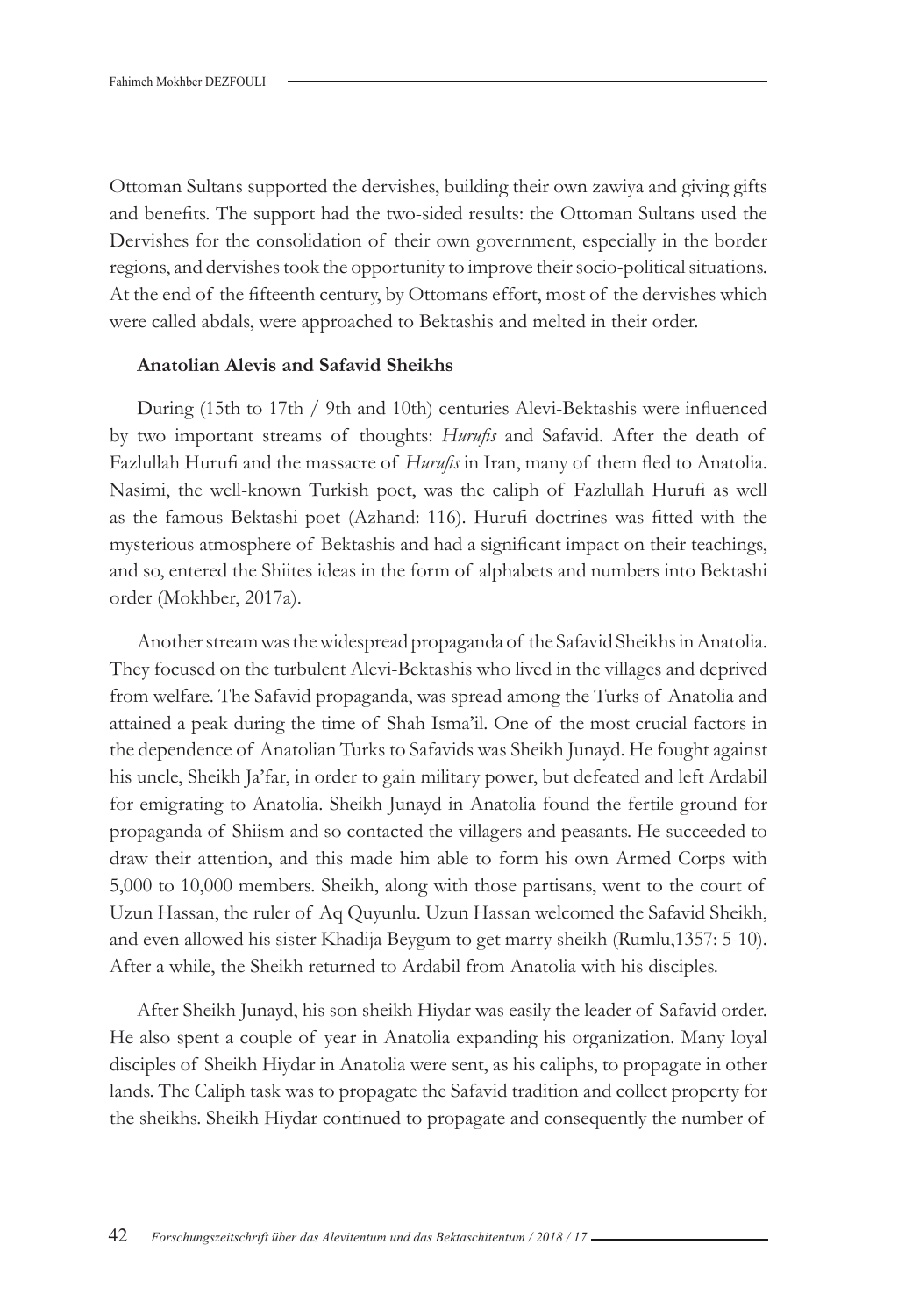Ottoman Sultans supported the dervishes, building their own zawiya and giving gifts and benefits. The support had the two-sided results: the Ottoman Sultans used the Dervishes for the consolidation of their own government, especially in the border regions, and dervishes took the opportunity to improve their socio-political situations. At the end of the fifteenth century, by Ottomans effort, most of the dervishes which were called abdals, were approached to Bektashis and melted in their order.

### Anatolian Alevis and Safavid Sheikhs

During (15th to 17th / 9th and 10th) centuries Alevi-Bektashis were influenced by two important streams of thoughts: *Hurufis* and Safavid. After the death of Fazlullah Hurufi and the massacre of *Hurufis* in Iran, many of them fled to Anatolia. Nasimi, the well-known Turkish poet, was the caliph of Fazlullah Hurufi as well as the famous Bektashi poet (Azhand: 116). Hurufi doctrines was fitted with the mysterious atmosphere of Bektashis and had a significant impact on their teachings, and so, entered the Shiites ideas in the form of alphabets and numbers into Bektashi order (Mokhber, 2017a).

Another stream was the widespread propaganda of the Safavid Sheikhs in Anatolia. They focused on the turbulent Alevi-Bektashis who lived in the villages and deprived from welfare. The Safavid propaganda, was spread among the Turks of Anatolia and attained a peak during the time of Shah Isma'il. One of the most crucial factors in the dependence of Anatolian Turks to Safavids was Sheikh Junayd. He fought against his uncle, Sheikh Ja'far, in order to gain military power, but defeated and left Ardabil for emigrating to Anatolia. Sheikh Junayd in Anatolia found the fertile ground for propaganda of Shiism and so contacted the villagers and peasants. He succeeded to draw their attention, and this made him able to form his own Armed Corps with 5,000 to 10,000 members. Sheikh, along with those partisans, went to the court of Uzun Hassan, the ruler of Aq Quyunlu. Uzun Hassan welcomed the Safavid Sheikh, and even allowed his sister Khadija Beygum to get marry sheikh (Rumlu,1357: 5-10). After a while, the Sheikh returned to Ardabil from Anatolia with his disciples.

After Sheikh Junayd, his son sheikh Hiydar was easily the leader of Safavid order. He also spent a couple of year in Anatolia expanding his organization. Many loyal disciples of Sheikh Hiydar in Anatolia were sent, as his caliphs, to propagate in other lands. The Caliph task was to propagate the Safavid tradition and collect property for the sheikhs. Sheikh Hiydar continued to propagate and consequently the number of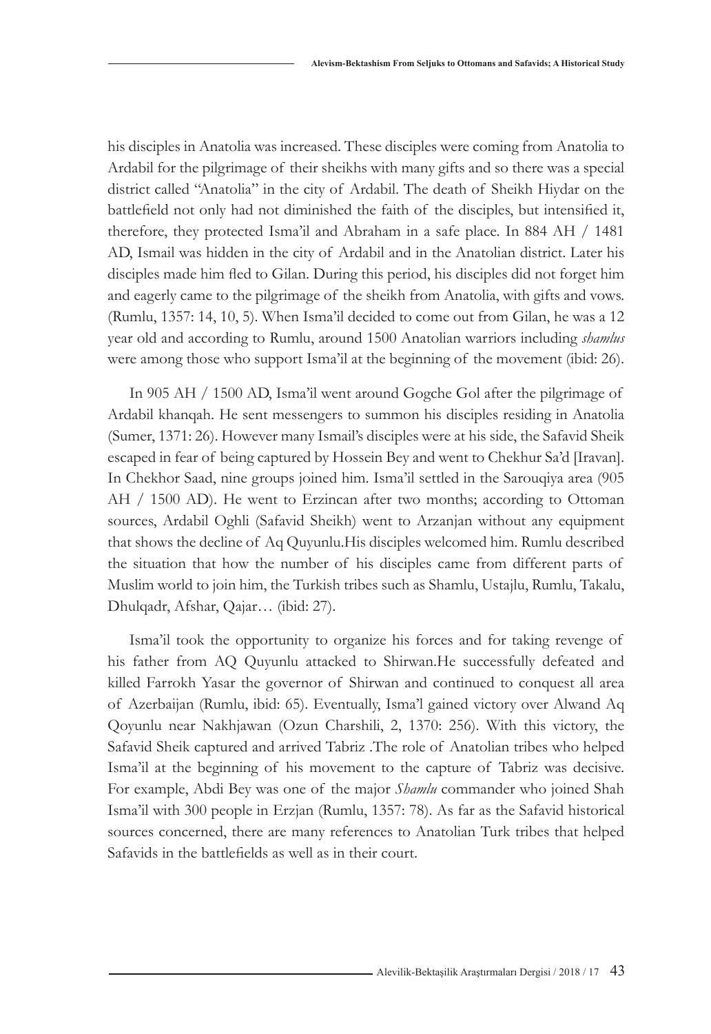his disciples in Anatolia was increased. These disciples were coming from Anatolia to Ardabil for the pilgrimage of their sheikhs with many gifts and so there was a special district called "Anatolia" in the city of Ardabil. The death of Sheikh Hiydar on the battlefield not only had not diminished the faith of the disciples, but intensified it, therefore, they protected Isma'il and Abraham in a safe place. In 884 AH / 1481 AD, Ismail was hidden in the city of Ardabil and in the Anatolian district. Later his disciples made him fled to Gilan. During this period, his disciples did not forget him and eagerly came to the pilgrimage of the sheikh from Anatolia, with gifts and vows. (Rumlu, 1357: 14, 10, 5). When Isma'il decided to come out from Gilan, he was a 12 year old and according to Rumlu, around 1500 Anatolian warriors including *shamlus* were among those who support Isma'il at the beginning of the movement (ibid: 26).

In 905 AH / 1500 AD, Isma'il went around Gogche Gol after the pilgrimage of Ardabil khanqah. He sent messengers to summon his disciples residing in Anatolia (Sumer, 1371: 26). However many Ismail's disciples were at his side, the Safavid Sheik escaped in fear of being captured by Hossein Bey and went to Chekhur Sa'd [Iravan]. In Chekhor Saad, nine groups joined him. Isma'il settled in the Sarouqiya area (905 AH / 1500 AD). He went to Erzincan after two months; according to Ottoman sources, Ardabil Oghli (Safavid Sheikh) went to Arzanjan without any equipment that shows the decline of Aq Quyunlu.His disciples welcomed him. Rumlu described the situation that how the number of his disciples came from different parts of Muslim world to join him, the Turkish tribes such as Shamlu, Ustajlu, Rumlu, Takalu, Dhulqadr, Afshar, Qajar… (ibid: 27).

Isma'il took the opportunity to organize his forces and for taking revenge of his father from AQ Quyunlu attacked to Shirwan.He successfully defeated and killed Farrokh Yasar the governor of Shirwan and continued to conquest all area of Azerbaijan (Rumlu, ibid: 65). Eventually, Isma'l gained victory over Alwand Aq Qoyunlu near Nakhjawan (Ozun Charshili, 2, 1370: 256). With this victory, the Safavid Sheik captured and arrived Tabriz .The role of Anatolian tribes who helped Isma'il at the beginning of his movement to the capture of Tabriz was decisive. For example, Abdi Bey was one of the major *Shamlu* commander who joined Shah Isma'il with 300 people in Erzjan (Rumlu, 1357: 78). As far as the Safavid historical sources concerned, there are many references to Anatolian Turk tribes that helped Safavids in the battlefields as well as in their court.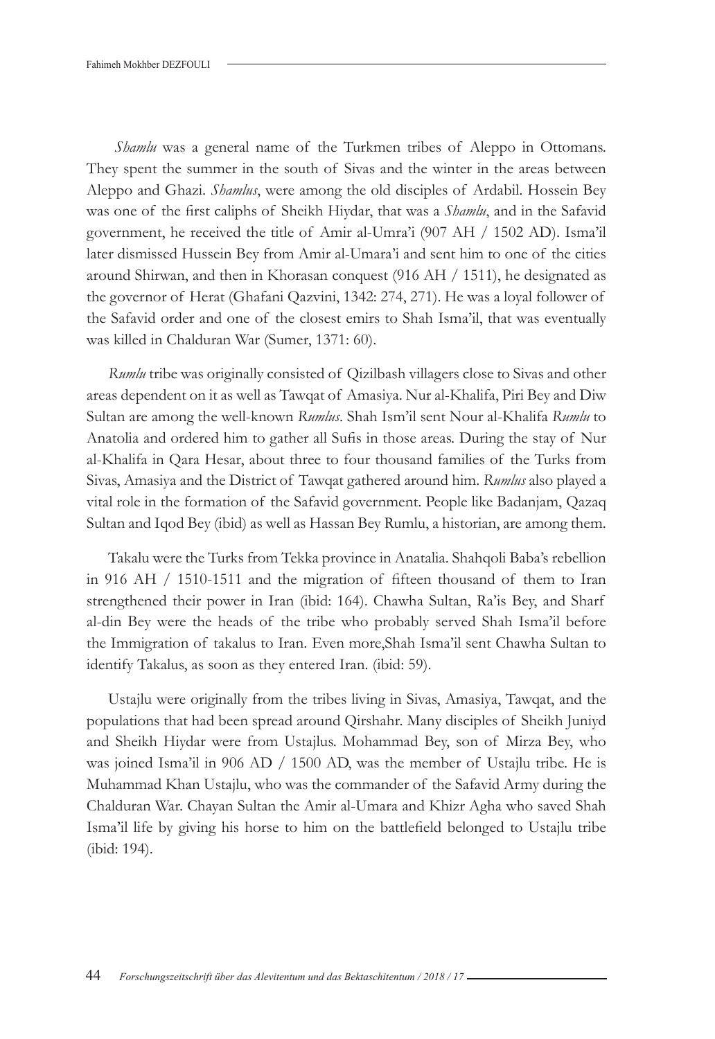*Shamlu* was a general name of the Turkmen tribes of Aleppo in Ottomans. They spent the summer in the south of Sivas and the winter in the areas between Aleppo and Ghazi. *Shamlus*, were among the old disciples of Ardabil. Hossein Bey was one of the first caliphs of Sheikh Hiydar, that was a *Shamlu*, and in the Safavid government, he received the title of Amir al-Umra'i (907 AH / 1502 AD). Isma'il later dismissed Hussein Bey from Amir al-Umara'i and sent him to one of the cities around Shirwan, and then in Khorasan conquest (916 AH / 1511), he designated as the governor of Herat (Ghafani Qazvini, 1342: 274, 271). He was a loyal follower of the Safavid order and one of the closest emirs to Shah Isma'il, that was eventually was killed in Chalduran War (Sumer, 1371: 60).

*Rumlu* tribe was originally consisted of Qizilbash villagers close to Sivas and other areas dependent on it as well as Tawqat of Amasiya. Nur al-Khalifa, Piri Bey and Diw Sultan are among the well-known *Rumlus*. Shah Ism'il sent Nour al-Khalifa *Rumlu* to Anatolia and ordered him to gather all Sufis in those areas. During the stay of Nur al-Khalifa in Qara Hesar, about three to four thousand families of the Turks from Sivas, Amasiya and the District of Tawqat gathered around him. *Rumlus* also played a vital role in the formation of the Safavid government. People like Badanjam, Qazaq Sultan and Iqod Bey (ibid) as well as Hassan Bey Rumlu, a historian, are among them.

Takalu were the Turks from Tekka province in Anatalia. Shahqoli Baba's rebellion in 916 AH / 1510-1511 and the migration of fifteen thousand of them to Iran strengthened their power in Iran (ibid: 164). Chawha Sultan, Ra'is Bey, and Sharf al-din Bey were the heads of the tribe who probably served Shah Isma'il before the Immigration of takalus to Iran. Even more,Shah Isma'il sent Chawha Sultan to identify Takalus, as soon as they entered Iran. (ibid: 59).

Ustajlu were originally from the tribes living in Sivas, Amasiya, Tawqat, and the populations that had been spread around Qirshahr. Many disciples of Sheikh Juniyd and Sheikh Hiydar were from Ustajlus. Mohammad Bey, son of Mirza Bey, who was joined Isma'il in 906 AD / 1500 AD, was the member of Ustajlu tribe. He is Muhammad Khan Ustajlu, who was the commander of the Safavid Army during the Chalduran War. Chayan Sultan the Amir al-Umara and Khizr Agha who saved Shah Isma'il life by giving his horse to him on the battlefield belonged to Ustajlu tribe (ibid: 194).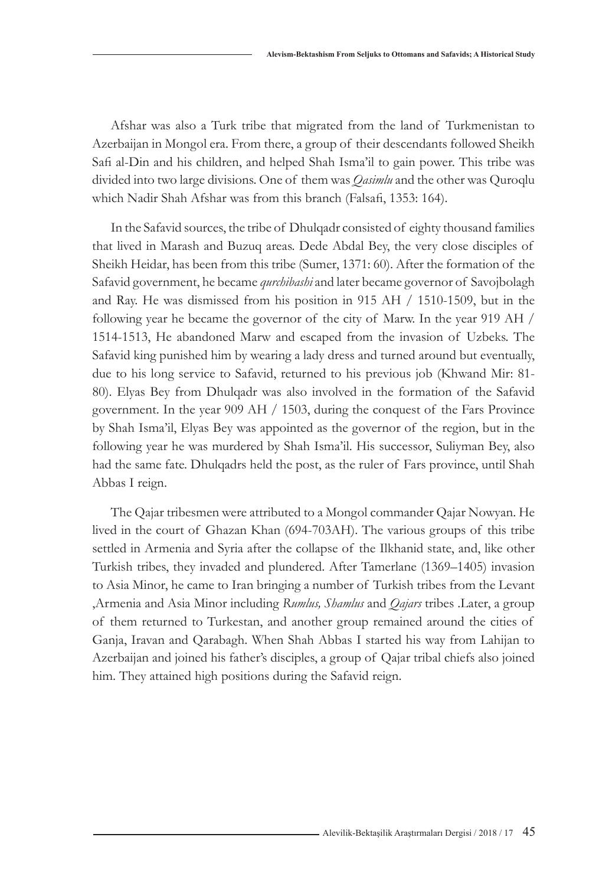Afshar was also a Turk tribe that migrated from the land of Turkmenistan to Azerbaijan in Mongol era. From there, a group of their descendants followed Sheikh Safi al-Din and his children, and helped Shah Isma'il to gain power. This tribe was divided into two large divisions. One of them was *Qasimlu* and the other was Quroqlu which Nadir Shah Afshar was from this branch (Falsafi, 1353: 164).

In the Safavid sources, the tribe of Dhulqadr consisted of eighty thousand families that lived in Marash and Buzuq areas. Dede Abdal Bey, the very close disciples of Sheikh Heidar, has been from this tribe (Sumer, 1371: 60). After the formation of the Safavid government, he became *qurchibashi* and later became governor of Savojbolagh and Ray. He was dismissed from his position in 915 AH / 1510-1509, but in the following year he became the governor of the city of Marw. In the year 919 AH / 1514-1513, He abandoned Marw and escaped from the invasion of Uzbeks. The Safavid king punished him by wearing a lady dress and turned around but eventually, due to his long service to Safavid, returned to his previous job (Khwand Mir: 81-80). Elyas Bey from Dhulqadr was also involved in the formation of the Safavid government. In the year 909 AH / 1503, during the conquest of the Fars Province by Shah Isma'il, Elyas Bey was appointed as the governor of the region, but in the following year he was murdered by Shah Isma'il. His successor, Suliyman Bey, also had the same fate. Dhulqadrs held the post, as the ruler of Fars province, until Shah Abbas I reign.

The Qajar tribesmen were attributed to a Mongol commander Qajar Nowyan. He lived in the court of Ghazan Khan (694-703AH). The various groups of this tribe settled in Armenia and Syria after the collapse of the Ilkhanid state, and, like other Turkish tribes, they invaded and plundered. After Tamerlane (1369–1405) invasion to Asia Minor, he came to Iran bringing a number of Turkish tribes from the Levant ,Armenia and Asia Minor including *Rumlus, Shamlus* and *Qajars* tribes .Later, a group of them returned to Turkestan, and another group remained around the cities of Ganja, Iravan and Qarabagh. When Shah Abbas I started his way from Lahijan to Azerbaijan and joined his father's disciples, a group of Qajar tribal chiefs also joined him. They attained high positions during the Safavid reign.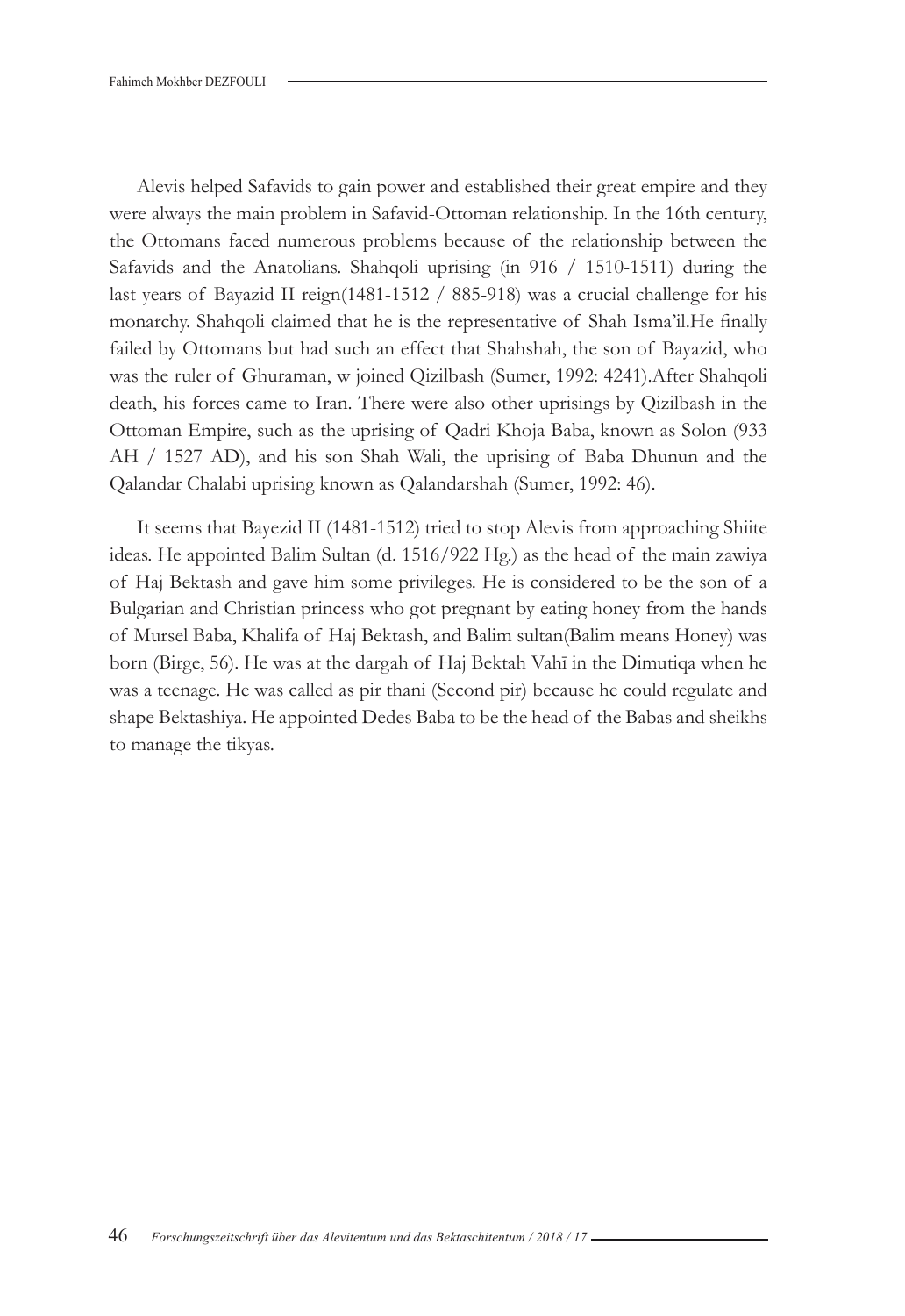Alevis helped Safavids to gain power and established their great empire and they were always the main problem in Safavid-Ottoman relationship. In the 16th century, the Ottomans faced numerous problems because of the relationship between the Safavids and the Anatolians. Shahqoli uprising (in 916 / 1510-1511) during the last years of Bayazid II reign(1481-1512 / 885-918) was a crucial challenge for his monarchy. Shahqoli claimed that he is the representative of Shah Isma'il.He finally failed by Ottomans but had such an effect that Shahshah, the son of Bayazid, who was the ruler of Ghuraman, w joined Qizilbash (Sumer, 1992: 4241).After Shahqoli death, his forces came to Iran. There were also other uprisings by Qizilbash in the Ottoman Empire, such as the uprising of Qadri Khoja Baba, known as Solon (933 AH / 1527 AD), and his son Shah Wali, the uprising of Baba Dhunun and the Qalandar Chalabi uprising known as Qalandarshah (Sumer, 1992: 46).

It seems that Bayezid II (1481-1512) tried to stop Alevis from approaching Shiite ideas. He appointed Balim Sultan (d. 1516/922 Hg.) as the head of the main zawiya of Haj Bektash and gave him some privileges. He is considered to be the son of a Bulgarian and Christian princess who got pregnant by eating honey from the hands of Mursel Baba, Khalifa of Haj Bektash, and Balim sultan(Balim means Honey) was born (Birge, 56). He was at the dargah of Haj Bektah Vahī in the Dimutiqa when he was a teenage. He was called as pir thani (Second pir) because he could regulate and shape Bektashiya. He appointed Dedes Baba to be the head of the Babas and sheikhs to manage the tikyas.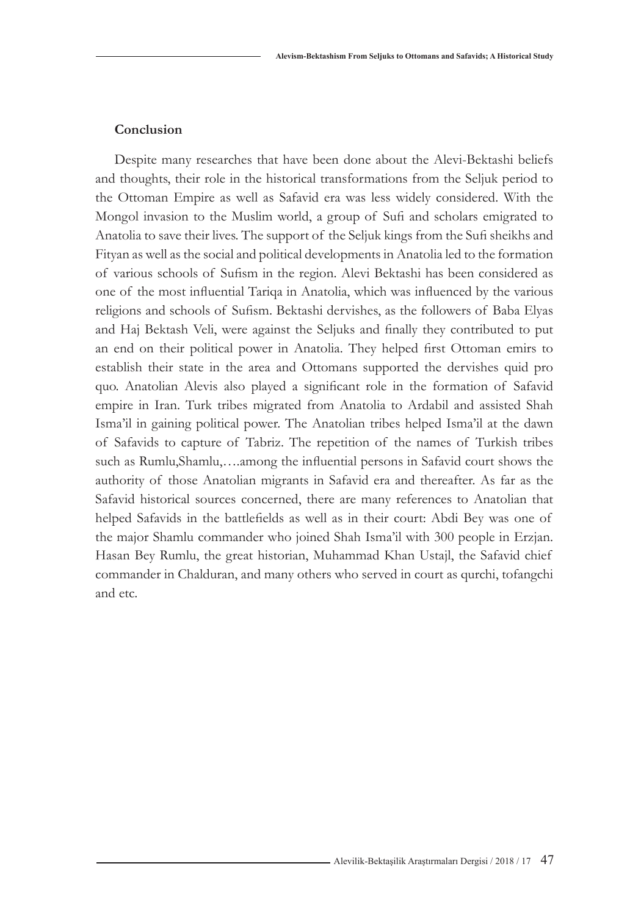### Conclusion

Despite many researches that have been done about the Alevi-Bektashi beliefs and thoughts, their role in the historical transformations from the Seljuk period to the Ottoman Empire as well as Safavid era was less widely considered. With the Mongol invasion to the Muslim world, a group of Sufi and scholars emigrated to Anatolia to save their lives. The support of the Seljuk kings from the Sufi sheikhs and Fityan as well as the social and political developments in Anatolia led to the formation of various schools of Sufism in the region. Alevi Bektashi has been considered as one of the most influential Tariqa in Anatolia, which was influenced by the various religions and schools of Sufism. Bektashi dervishes, as the followers of Baba Elyas and Haj Bektash Veli, were against the Seljuks and finally they contributed to put an end on their political power in Anatolia. They helped first Ottoman emirs to establish their state in the area and Ottomans supported the dervishes quid pro quo. Anatolian Alevis also played a significant role in the formation of Safavid empire in Iran. Turk tribes migrated from Anatolia to Ardabil and assisted Shah Isma'il in gaining political power. The Anatolian tribes helped Isma'il at the dawn of Safavids to capture of Tabriz. The repetition of the names of Turkish tribes such as Rumlu,Shamlu,….among the influential persons in Safavid court shows the authority of those Anatolian migrants in Safavid era and thereafter. As far as the Safavid historical sources concerned, there are many references to Anatolian that helped Safavids in the battlefields as well as in their court: Abdi Bey was one of the major Shamlu commander who joined Shah Isma'il with 300 people in Erzjan. Hasan Bey Rumlu, the great historian, Muhammad Khan Ustajl, the Safavid chief commander in Chalduran, and many others who served in court as qurchi, tofangchi and etc.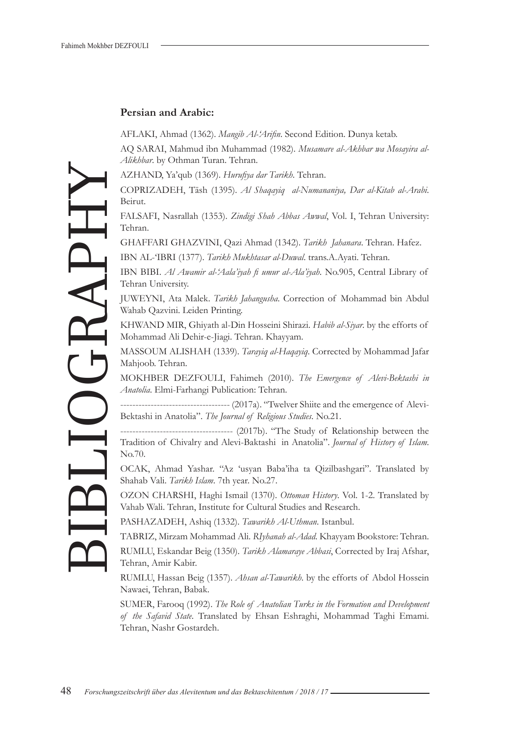# BIBLIOGRAPHY

**Persian and Arabic:**

AFLAKI, Ahmad (1362). *Manqib Al-'Arifin*. Second Edition. Dunya ketab.

AQ SARAI, Mahmud ibn Muhammad (1982). *Musamare al-Akhbar wa Mosayira al-Alikhbar*. by Othman Turan. Tehran.

AZHAND, Ya'qub (1369). *Hurufiya dar Tarikh*. Tehran.

COPRIZADEH, Tāsh (1395). *Al Shaqayiq al-Numananiya, Dar al-Kitab al-Arabi*. Beirut.

FALSAFI, Nasrallah (1353). *Zindigi Shah Abbas Awwal*, Vol. I, Tehran University: Tehran.

GHAFFARI GHAZVINI, Qazi Ahmad (1342). *Tarikh Jahanara*. Tehran. Hafez.

IBN AL-'IBRI (1377). *Tarikh Mukhtasar al-Duwal*. trans.A.Ayati. Tehran.

IBN BIBI. *Al Awamir al-'Aala'iyah fi umur al-Ala'iyah*. No.905, Central Library of Tehran University.

JUWEYNI, Ata Malek. *Tarikh Jahangusha*. Correction of Mohammad bin Abdul Wahab Qazvini. Leiden Printing.

KHWAND MIR, Ghiyath al-Din Hosseini Shirazi. *Habib al-Siyar*. by the efforts of Mohammad Ali Dehir-e-Jiagi. Tehran. Khayyam.

MASSOUM ALISHAH (1339). *Tarayiq al-Haqayiq*. Corrected by Mohammad Jafar Mahjoob. Tehran.

MOKHBER DEZFOULI, Fahimeh (2010). *The Emergence of Alevi-Bektashi in Anatolia*. Elmi-Farhangi Publication: Tehran.

------------------------------------ (2017a). "Twelver Shiite and the emergence of Alevi-Bektashi in Anatolia". *The Journal of Religious Studies*. No.21.

------------------------------------- (2017b). "The Study of Relationship between the Tradition of Chivalry and Alevi-Baktashi in Anatolia". *Journal of History of Islam*. No.70.

OCAK, Ahmad Yashar. "Az 'usyan Baba'iha ta Qizilbashgari". Translated by Shahab Vali. *Tarikh Islam*. 7th year. No.27.

OZON CHARSHI, Haghi Ismail (1370). *Ottoman History*. Vol. 1-2. Translated by Vahab Wali. Tehran, Institute for Cultural Studies and Research.

PASHAZADEH, Ashiq (1332). *Tawarikh Al-Uthman*. Istanbul.

TABRIZ, Mirzam Mohammad Ali. *RIyhanah al-Adad*. Khayyam Bookstore: Tehran.

RUMLU, Eskandar Beig (1350). *Tarikh Alamaraye Abbasi*, Corrected by Iraj Afshar, Tehran, Amir Kabir.

RUMLU, Hassan Beig (1357). *Ahsan al-Tawarikh*. by the efforts of Abdol Hossein Nawaei, Tehran, Babak.

SUMER, Farooq (1992). *The Role of Anatolian Turks in the Formation and Development of the Safavid State*. Translated by Ehsan Eshraghi, Mohammad Taghi Emami. Tehran, Nashr Gostardeh.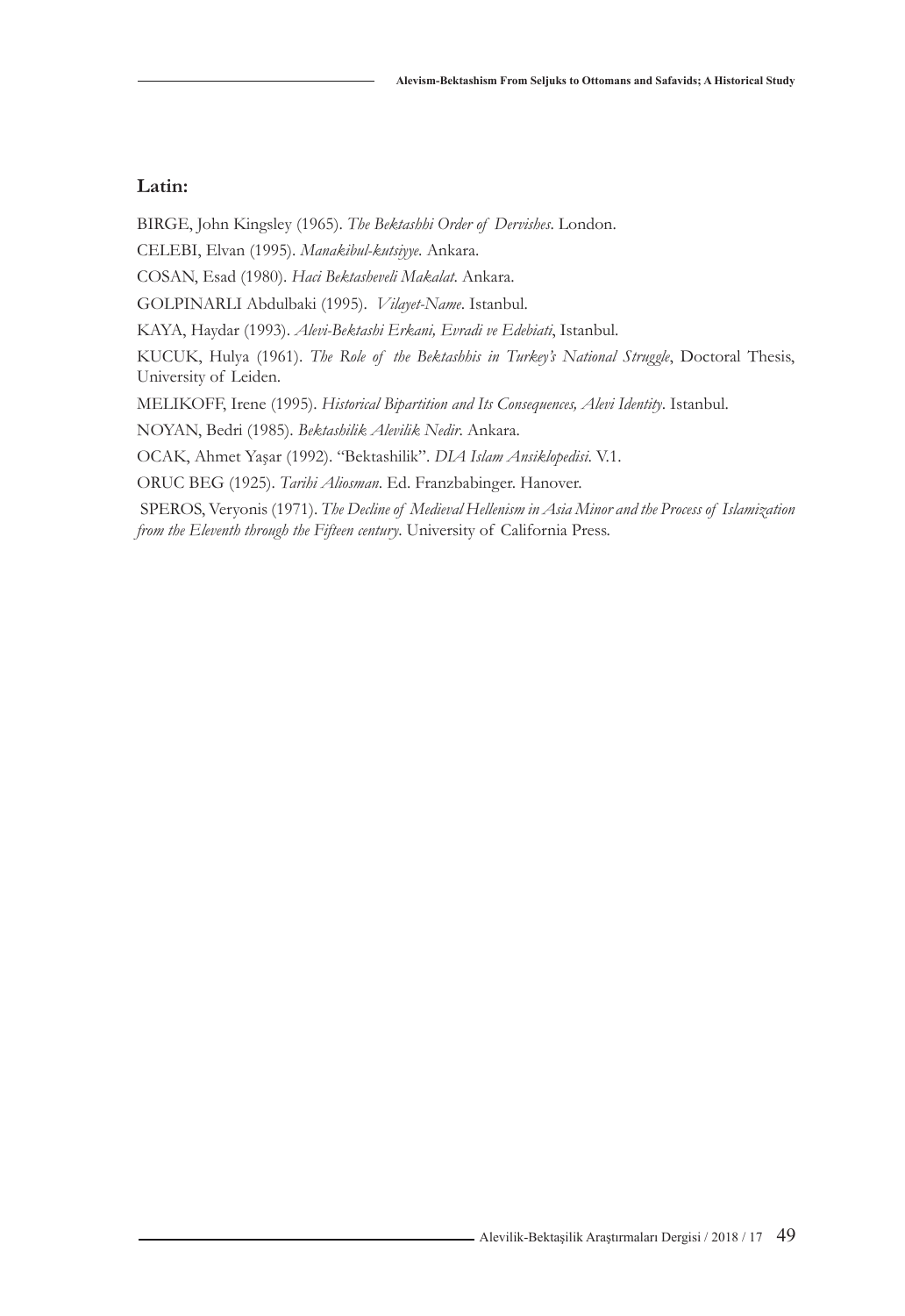**Latin:**

BIRGE, John Kingsley (1965). *The Bektashhi Order of Dervishes*. London.

CELEBI, Elvan (1995). *Manakibul-kutsiyye*. Ankara.

COSAN, Esad (1980). *Haci Bektasheveli Makalat*. Ankara.

GOLPINARLI Abdulbaki (1995). *Vilayet-Name*. Istanbul.

KAYA, Haydar (1993). *Alevi-Bektashi Erkani, Evradi ve Edebiati*, Istanbul.

KUCUK, Hulya (1961). *The Role of the Bektashhis in Turkey's National Struggle*, Doctoral Thesis, University of Leiden.

MELIKOFF, Irene (1995). *Historical Bipartition and Its Consequences, Alevi Identity*. Istanbul.

NOYAN, Bedri (1985). *Bektashilik Alevilik Nedir*. Ankara.

OCAK, Ahmet Yaşar (1992). "Bektashilik". *DIA Islam Ansiklopedisi*. V.1.

ORUC BEG (1925). *Tarihi Aliosman*. Ed. Franzbabinger. Hanover.

SPEROS, Veryonis (1971). *The Decline of Medieval Hellenism in Asia Minor and the Process of Islamization from the Eleventh through the Fifteen century*. University of California Press.